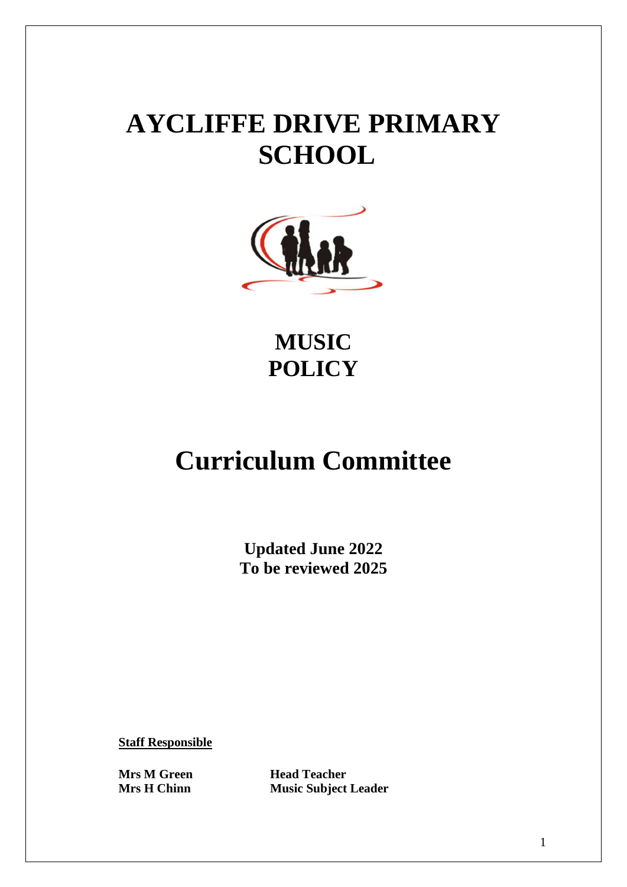# AYCLIFFE DRIVE PRIMARY SCHOOL

## MUSIC POLICY

## Curriculum Committee

**Updated June 2022**
**To be reviewed 2025**

**Staff Responsible**

| | |
|---|---|
| **Mrs M Green** | **Head Teacher** |
| **Mrs H Chinn** | **Music Subject Leader** |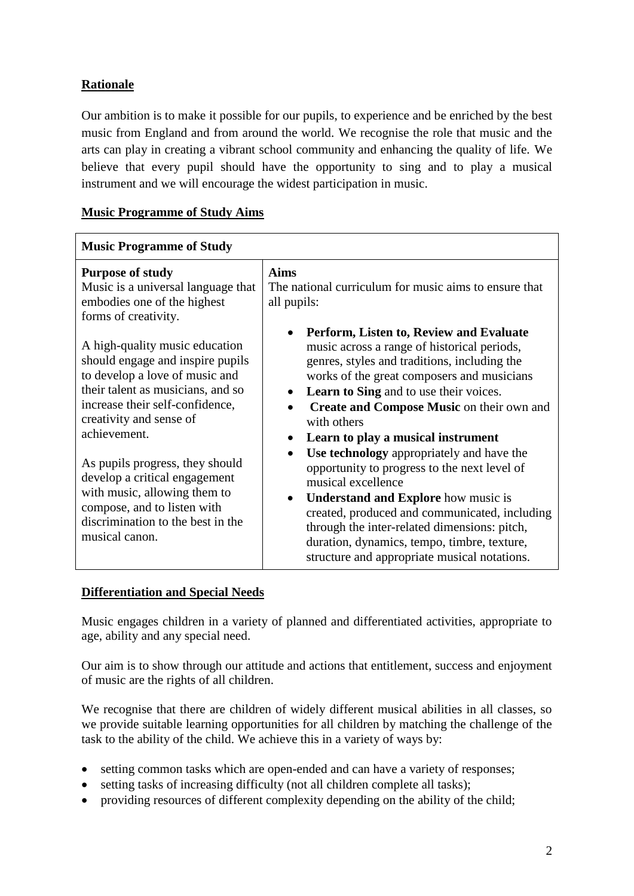## Rationale

Our ambition is to make it possible for our pupils, to experience and be enriched by the best music from England and from around the world. We recognise the role that music and the arts can play in creating a vibrant school community and enhancing the quality of life. We believe that every pupil should have the opportunity to sing and to play a musical instrument and we will encourage the widest participation in music.

## Music Programme of Study Aims

| **Music Programme of Study** | |
|---|---|
| **Purpose of study**<br>Music is a universal language that embodies one of the highest forms of creativity.<br><br>A high-quality music education should engage and inspire pupils to develop a love of music and their talent as musicians, and so increase their self-confidence, creativity and sense of achievement.<br><br>As pupils progress, they should develop a critical engagement with music, allowing them to compose, and to listen with discrimination to the best in the musical canon. | **Aims**<br>The national curriculum for music aims to ensure that all pupils:<br><br>• **Perform, Listen to, Review and Evaluate** music across a range of historical periods, genres, styles and traditions, including the works of the great composers and musicians<br>• **Learn to Sing** and to use their voices.<br>• **Create and Compose Music** on their own and with others<br>• **Learn to play a musical instrument**<br>• **Use technology** appropriately and have the opportunity to progress to the next level of musical excellence<br>• **Understand and Explore** how music is created, produced and communicated, including through the inter-related dimensions: pitch, duration, dynamics, tempo, timbre, texture, structure and appropriate musical notations. |

## Differentiation and Special Needs

Music engages children in a variety of planned and differentiated activities, appropriate to age, ability and any special need.

Our aim is to show through our attitude and actions that entitlement, success and enjoyment of music are the rights of all children.

We recognise that there are children of widely different musical abilities in all classes, so we provide suitable learning opportunities for all children by matching the challenge of the task to the ability of the child. We achieve this in a variety of ways by:

- setting common tasks which are open-ended and can have a variety of responses;
- setting tasks of increasing difficulty (not all children complete all tasks);
- providing resources of different complexity depending on the ability of the child;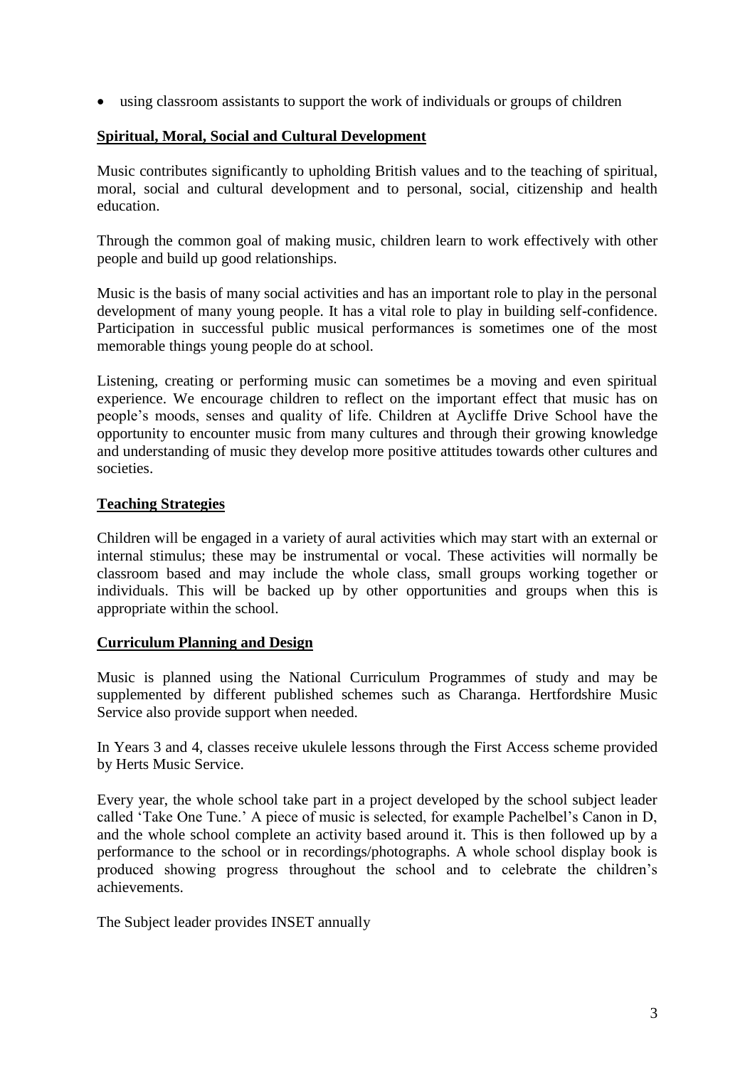- using classroom assistants to support the work of individuals or groups of children

## Spiritual, Moral, Social and Cultural Development

Music contributes significantly to upholding British values and to the teaching of spiritual, moral, social and cultural development and to personal, social, citizenship and health education.

Through the common goal of making music, children learn to work effectively with other people and build up good relationships.

Music is the basis of many social activities and has an important role to play in the personal development of many young people. It has a vital role to play in building self-confidence. Participation in successful public musical performances is sometimes one of the most memorable things young people do at school.

Listening, creating or performing music can sometimes be a moving and even spiritual experience. We encourage children to reflect on the important effect that music has on people's moods, senses and quality of life. Children at Aycliffe Drive School have the opportunity to encounter music from many cultures and through their growing knowledge and understanding of music they develop more positive attitudes towards other cultures and societies.

## Teaching Strategies

Children will be engaged in a variety of aural activities which may start with an external or internal stimulus; these may be instrumental or vocal. These activities will normally be classroom based and may include the whole class, small groups working together or individuals. This will be backed up by other opportunities and groups when this is appropriate within the school.

## Curriculum Planning and Design

Music is planned using the National Curriculum Programmes of study and may be supplemented by different published schemes such as Charanga. Hertfordshire Music Service also provide support when needed.

In Years 3 and 4, classes receive ukulele lessons through the First Access scheme provided by Herts Music Service.

Every year, the whole school take part in a project developed by the school subject leader called 'Take One Tune.' A piece of music is selected, for example Pachelbel's Canon in D, and the whole school complete an activity based around it. This is then followed up by a performance to the school or in recordings/photographs. A whole school display book is produced showing progress throughout the school and to celebrate the children's achievements.

The Subject leader provides INSET annually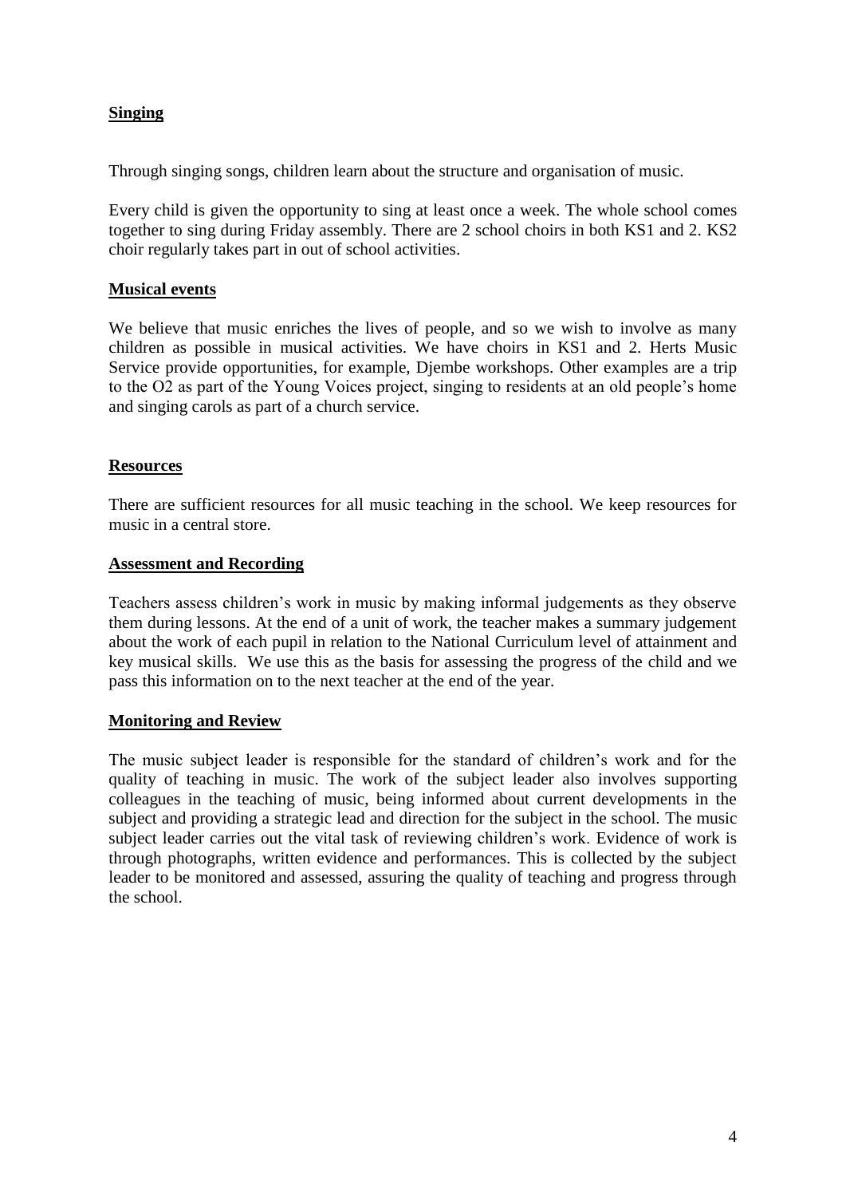## Singing

Through singing songs, children learn about the structure and organisation of music.

Every child is given the opportunity to sing at least once a week. The whole school comes together to sing during Friday assembly. There are 2 school choirs in both KS1 and 2. KS2 choir regularly takes part in out of school activities.

## Musical events

We believe that music enriches the lives of people, and so we wish to involve as many children as possible in musical activities. We have choirs in KS1 and 2. Herts Music Service provide opportunities, for example, Djembe workshops. Other examples are a trip to the O2 as part of the Young Voices project, singing to residents at an old people's home and singing carols as part of a church service.

## Resources

There are sufficient resources for all music teaching in the school. We keep resources for music in a central store.

## Assessment and Recording

Teachers assess children's work in music by making informal judgements as they observe them during lessons. At the end of a unit of work, the teacher makes a summary judgement about the work of each pupil in relation to the National Curriculum level of attainment and key musical skills. We use this as the basis for assessing the progress of the child and we pass this information on to the next teacher at the end of the year.

## Monitoring and Review

The music subject leader is responsible for the standard of children's work and for the quality of teaching in music. The work of the subject leader also involves supporting colleagues in the teaching of music, being informed about current developments in the subject and providing a strategic lead and direction for the subject in the school. The music subject leader carries out the vital task of reviewing children's work. Evidence of work is through photographs, written evidence and performances. This is collected by the subject leader to be monitored and assessed, assuring the quality of teaching and progress through the school.